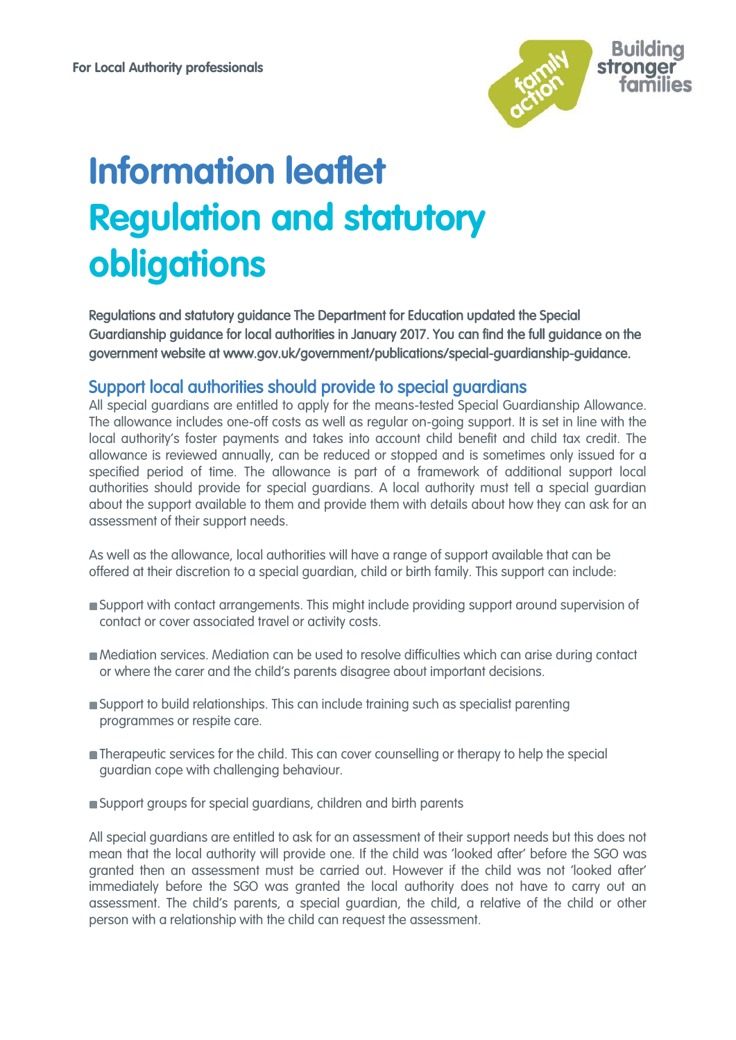For Local Authority professionals

# Information leaflet
# Regulation and statutory obligations

**Regulations and statutory guidance The Department for Education updated the Special Guardianship guidance for local authorities in January 2017. You can find the full guidance on the government website at www.gov.uk/government/publications/special-guardianship-guidance.**

## Support local authorities should provide to special guardians

All special guardians are entitled to apply for the means-tested Special Guardianship Allowance. The allowance includes one-off costs as well as regular on-going support. It is set in line with the local authority's foster payments and takes into account child benefit and child tax credit. The allowance is reviewed annually, can be reduced or stopped and is sometimes only issued for a specified period of time. The allowance is part of a framework of additional support local authorities should provide for special guardians. A local authority must tell a special guardian about the support available to them and provide them with details about how they can ask for an assessment of their support needs.

As well as the allowance, local authorities will have a range of support available that can be offered at their discretion to a special guardian, child or birth family. This support can include:

- Support with contact arrangements. This might include providing support around supervision of contact or cover associated travel or activity costs.
- Mediation services. Mediation can be used to resolve difficulties which can arise during contact or where the carer and the child's parents disagree about important decisions.
- Support to build relationships. This can include training such as specialist parenting programmes or respite care.
- Therapeutic services for the child. This can cover counselling or therapy to help the special guardian cope with challenging behaviour.
- Support groups for special guardians, children and birth parents

All special guardians are entitled to ask for an assessment of their support needs but this does not mean that the local authority will provide one. If the child was 'looked after' before the SGO was granted then an assessment must be carried out. However if the child was not 'looked after' immediately before the SGO was granted the local authority does not have to carry out an assessment. The child's parents, a special guardian, the child, a relative of the child or other person with a relationship with the child can request the assessment.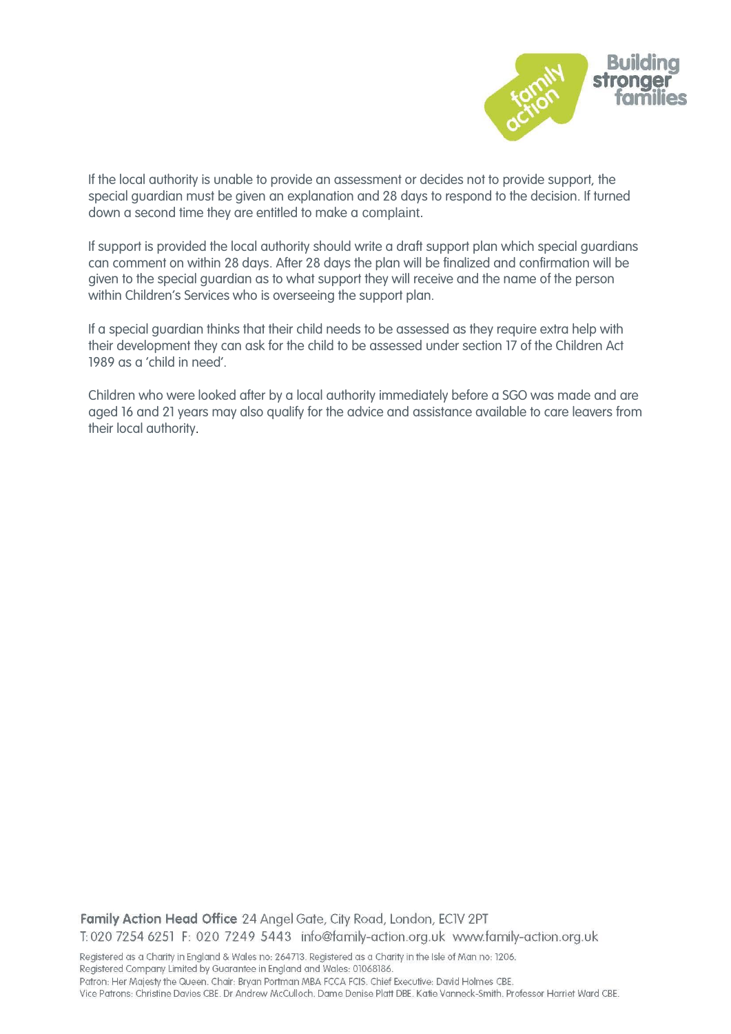If the local authority is unable to provide an assessment or decides not to provide support, the special guardian must be given an explanation and 28 days to respond to the decision. If turned down a second time they are entitled to make a complaint.

If support is provided the local authority should write a draft support plan which special guardians can comment on within 28 days. After 28 days the plan will be finalized and confirmation will be given to the special guardian as to what support they will receive and the name of the person within Children's Services who is overseeing the support plan.

If a special guardian thinks that their child needs to be assessed as they require extra help with their development they can ask for the child to be assessed under section 17 of the Children Act 1989 as a 'child in need'.

Children who were looked after by a local authority immediately before a SGO was made and are aged 16 and 21 years may also qualify for the advice and assistance available to care leavers from their local authority.